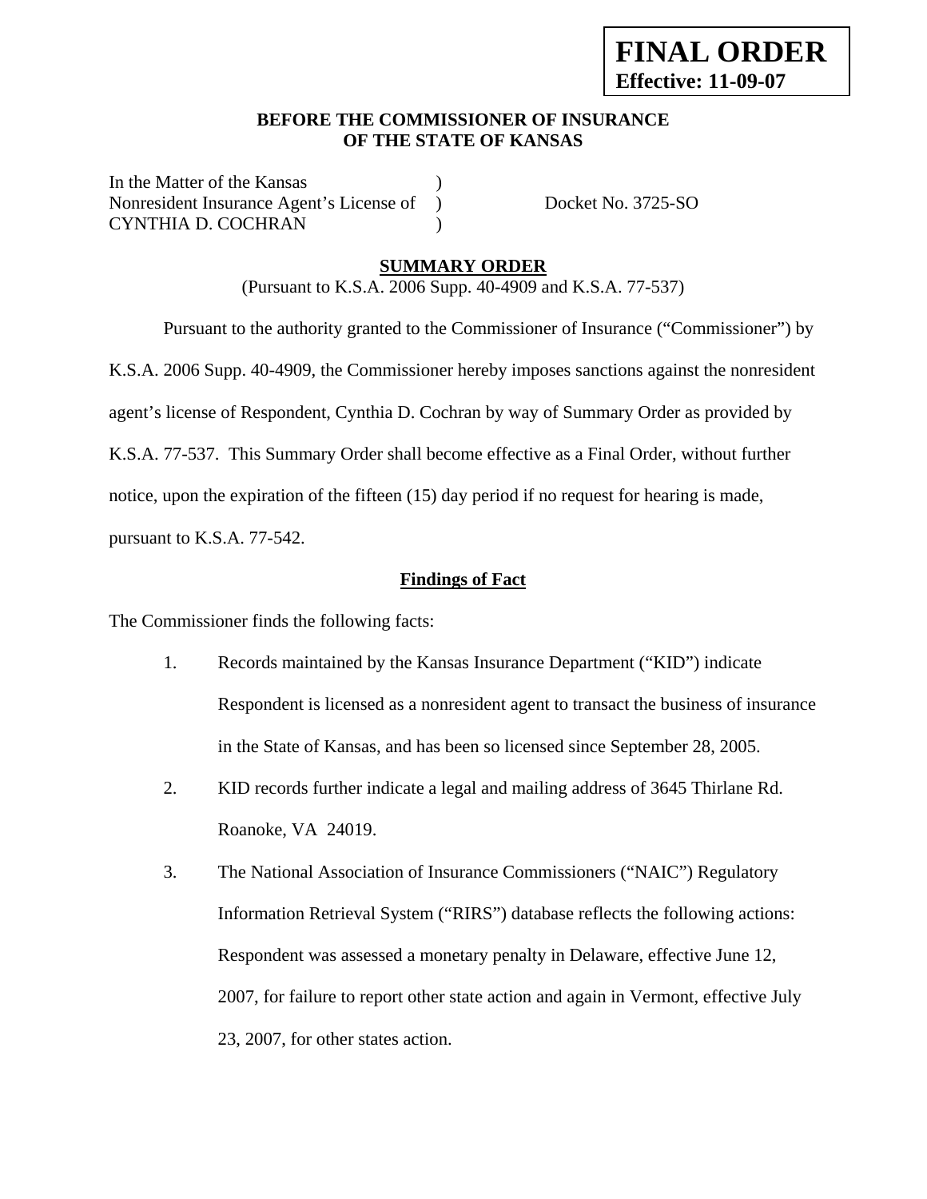**FINAL ORDER**
**Effective: 11-09-07**

**BEFORE THE COMMISSIONER OF INSURANCE**
**OF THE STATE OF KANSAS**

In the Matter of the Kansas )
Nonresident Insurance Agent's License of ) Docket No. 3725-SO
CYNTHIA D. COCHRAN )

## SUMMARY ORDER

(Pursuant to K.S.A. 2006 Supp. 40-4909 and K.S.A. 77-537)

Pursuant to the authority granted to the Commissioner of Insurance ("Commissioner") by K.S.A. 2006 Supp. 40-4909, the Commissioner hereby imposes sanctions against the nonresident agent's license of Respondent, Cynthia D. Cochran by way of Summary Order as provided by K.S.A. 77-537. This Summary Order shall become effective as a Final Order, without further notice, upon the expiration of the fifteen (15) day period if no request for hearing is made, pursuant to K.S.A. 77-542.

### Findings of Fact

The Commissioner finds the following facts:

1. Records maintained by the Kansas Insurance Department ("KID") indicate Respondent is licensed as a nonresident agent to transact the business of insurance in the State of Kansas, and has been so licensed since September 28, 2005.
2. KID records further indicate a legal and mailing address of 3645 Thirlane Rd. Roanoke, VA 24019.
3. The National Association of Insurance Commissioners ("NAIC") Regulatory Information Retrieval System ("RIRS") database reflects the following actions: Respondent was assessed a monetary penalty in Delaware, effective June 12, 2007, for failure to report other state action and again in Vermont, effective July 23, 2007, for other states action.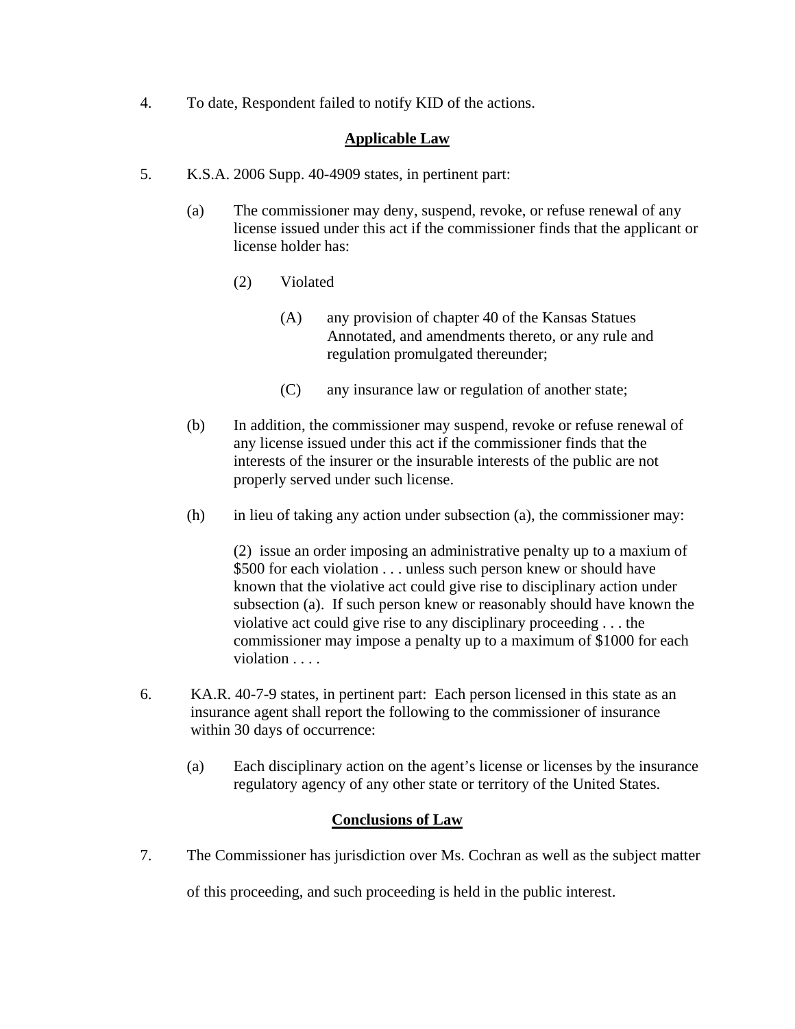4. To date, Respondent failed to notify KID of the actions.

## Applicable Law

5. K.S.A. 2006 Supp. 40-4909 states, in pertinent part:

   (a) The commissioner may deny, suspend, revoke, or refuse renewal of any license issued under this act if the commissioner finds that the applicant or license holder has:

      (2) Violated

         (A) any provision of chapter 40 of the Kansas Statues Annotated, and amendments thereto, or any rule and regulation promulgated thereunder;

         (C) any insurance law or regulation of another state;

   (b) In addition, the commissioner may suspend, revoke or refuse renewal of any license issued under this act if the commissioner finds that the interests of the insurer or the insurable interests of the public are not properly served under such license.

   (h) in lieu of taking any action under subsection (a), the commissioner may:

      (2) issue an order imposing an administrative penalty up to a maxium of $500 for each violation . . . unless such person knew or should have known that the violative act could give rise to disciplinary action under subsection (a). If such person knew or reasonably should have known the violative act could give rise to any disciplinary proceeding . . . the commissioner may impose a penalty up to a maximum of $1000 for each violation . . . .

6. KA.R. 40-7-9 states, in pertinent part: Each person licensed in this state as an insurance agent shall report the following to the commissioner of insurance within 30 days of occurrence:

   (a) Each disciplinary action on the agent's license or licenses by the insurance regulatory agency of any other state or territory of the United States.

## Conclusions of Law

7. The Commissioner has jurisdiction over Ms. Cochran as well as the subject matter of this proceeding, and such proceeding is held in the public interest.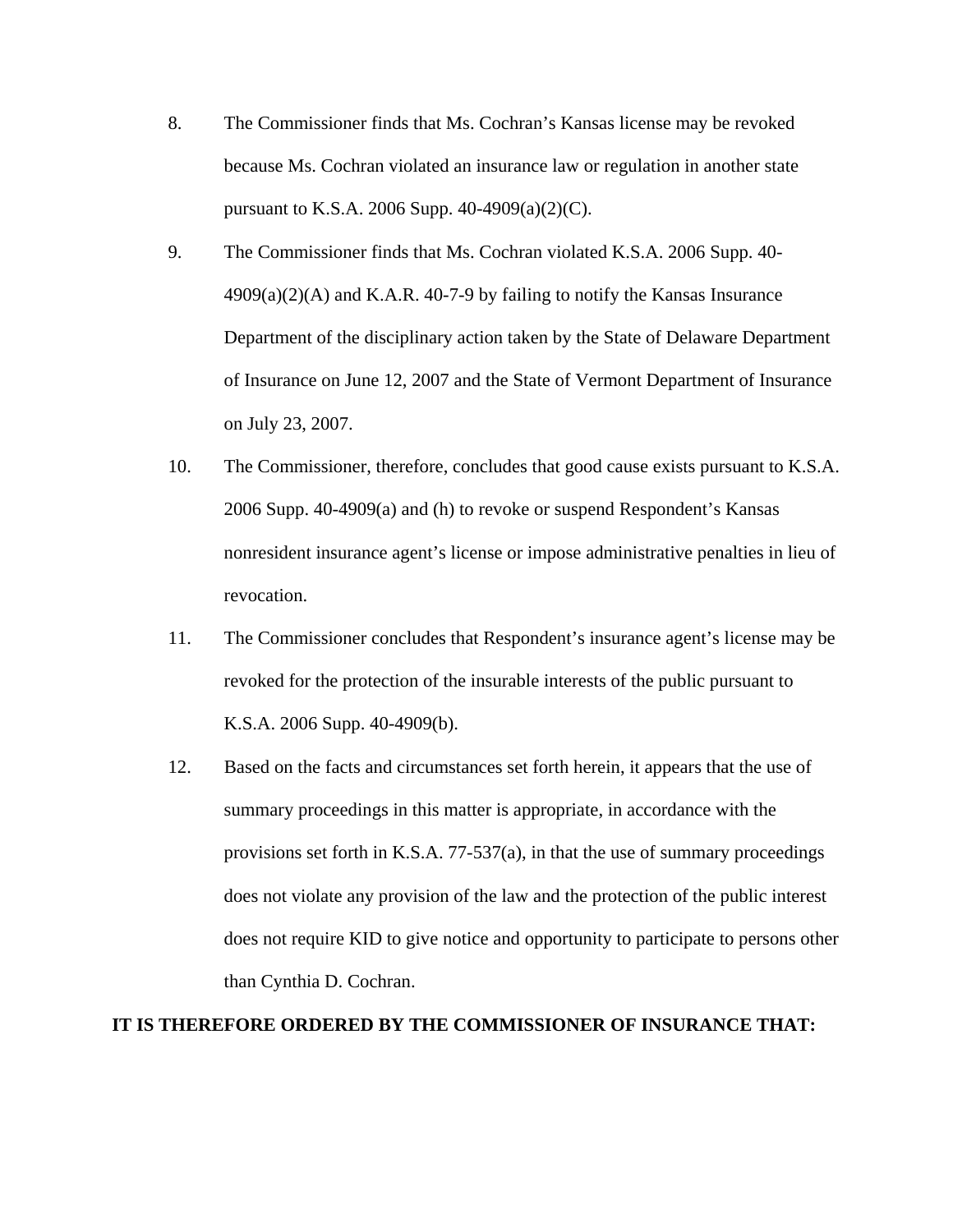8. The Commissioner finds that Ms. Cochran's Kansas license may be revoked because Ms. Cochran violated an insurance law or regulation in another state pursuant to K.S.A. 2006 Supp. 40-4909(a)(2)(C).

9. The Commissioner finds that Ms. Cochran violated K.S.A. 2006 Supp. 40-4909(a)(2)(A) and K.A.R. 40-7-9 by failing to notify the Kansas Insurance Department of the disciplinary action taken by the State of Delaware Department of Insurance on June 12, 2007 and the State of Vermont Department of Insurance on July 23, 2007.

10. The Commissioner, therefore, concludes that good cause exists pursuant to K.S.A. 2006 Supp. 40-4909(a) and (h) to revoke or suspend Respondent's Kansas nonresident insurance agent's license or impose administrative penalties in lieu of revocation.

11. The Commissioner concludes that Respondent's insurance agent's license may be revoked for the protection of the insurable interests of the public pursuant to K.S.A. 2006 Supp. 40-4909(b).

12. Based on the facts and circumstances set forth herein, it appears that the use of summary proceedings in this matter is appropriate, in accordance with the provisions set forth in K.S.A. 77-537(a), in that the use of summary proceedings does not violate any provision of the law and the protection of the public interest does not require KID to give notice and opportunity to participate to persons other than Cynthia D. Cochran.

**IT IS THEREFORE ORDERED BY THE COMMISSIONER OF INSURANCE THAT:**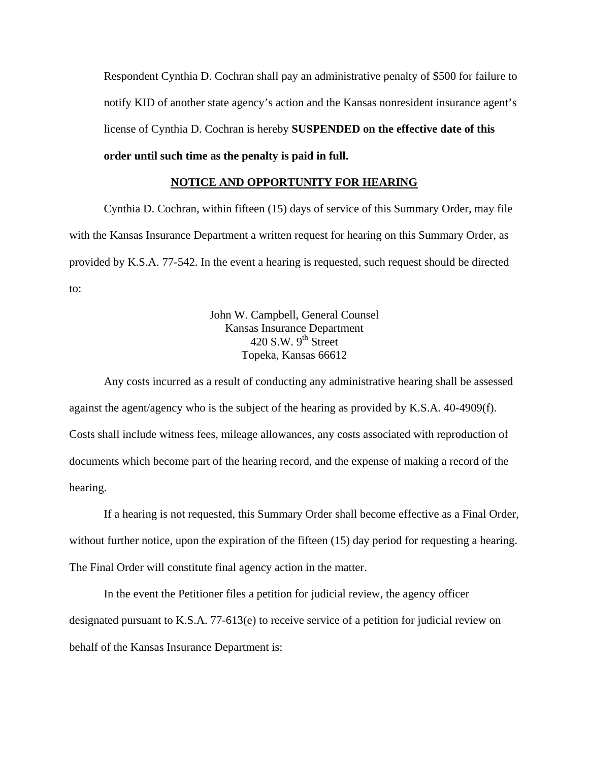Respondent Cynthia D. Cochran shall pay an administrative penalty of $500 for failure to notify KID of another state agency's action and the Kansas nonresident insurance agent's license of Cynthia D. Cochran is hereby **SUSPENDED on the effective date of this order until such time as the penalty is paid in full.**

## NOTICE AND OPPORTUNITY FOR HEARING

Cynthia D. Cochran, within fifteen (15) days of service of this Summary Order, may file with the Kansas Insurance Department a written request for hearing on this Summary Order, as provided by K.S.A. 77-542. In the event a hearing is requested, such request should be directed to:

John W. Campbell, General Counsel
Kansas Insurance Department
420 S.W. 9th Street
Topeka, Kansas 66612

Any costs incurred as a result of conducting any administrative hearing shall be assessed against the agent/agency who is the subject of the hearing as provided by K.S.A. 40-4909(f). Costs shall include witness fees, mileage allowances, any costs associated with reproduction of documents which become part of the hearing record, and the expense of making a record of the hearing.

If a hearing is not requested, this Summary Order shall become effective as a Final Order, without further notice, upon the expiration of the fifteen (15) day period for requesting a hearing. The Final Order will constitute final agency action in the matter.

In the event the Petitioner files a petition for judicial review, the agency officer designated pursuant to K.S.A. 77-613(e) to receive service of a petition for judicial review on behalf of the Kansas Insurance Department is: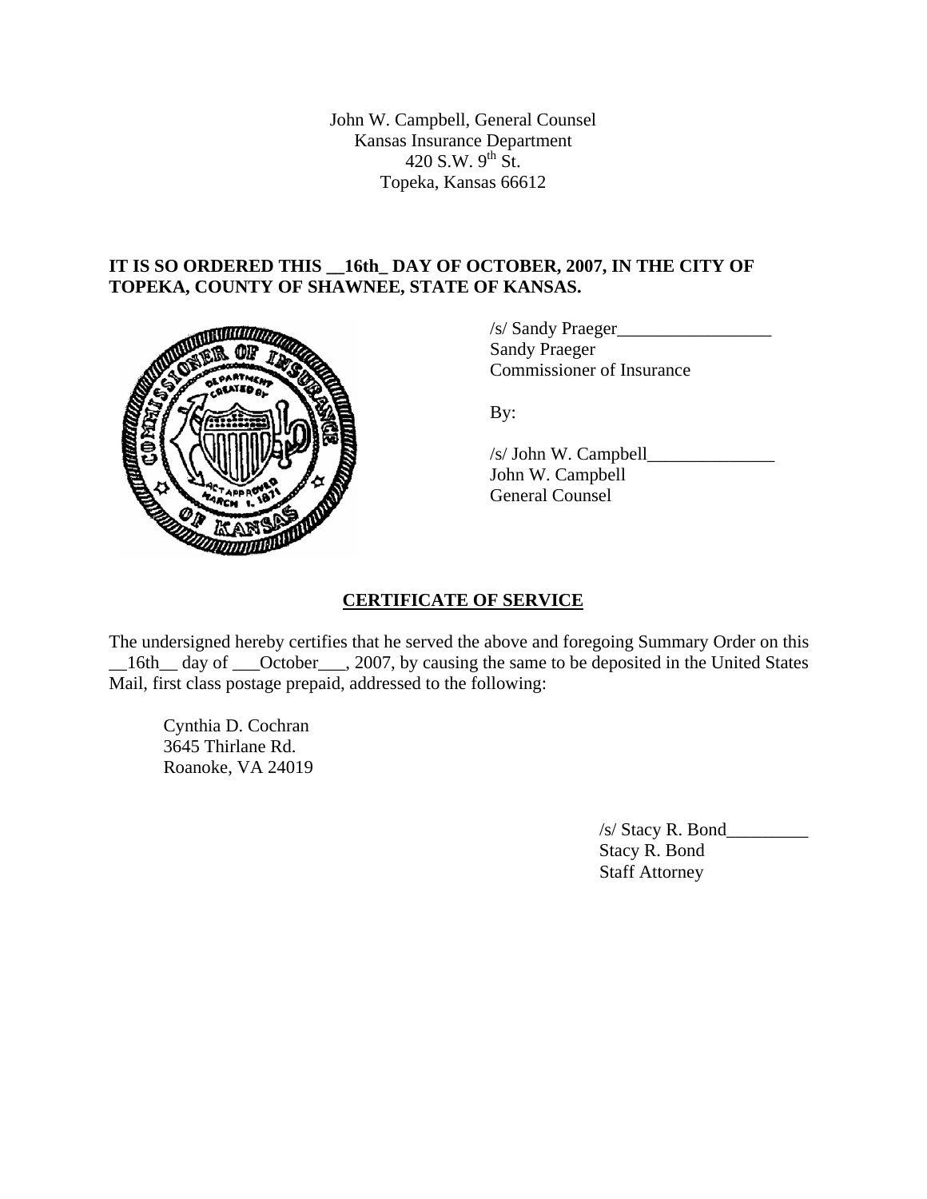John W. Campbell, General Counsel
Kansas Insurance Department
420 S.W. 9th St.
Topeka, Kansas 66612

**IT IS SO ORDERED THIS __16th_ DAY OF OCTOBER, 2007, IN THE CITY OF TOPEKA, COUNTY OF SHAWNEE, STATE OF KANSAS.**

/s/ Sandy Praeger_________________
Sandy Praeger
Commissioner of Insurance

By:

/s/ John W. Campbell______________
John W. Campbell
General Counsel

## CERTIFICATE OF SERVICE

The undersigned hereby certifies that he served the above and foregoing Summary Order on this __16th__ day of ___October___, 2007, by causing the same to be deposited in the United States Mail, first class postage prepaid, addressed to the following:

Cynthia D. Cochran
3645 Thirlane Rd.
Roanoke, VA 24019

/s/ Stacy R. Bond_________
Stacy R. Bond
Staff Attorney